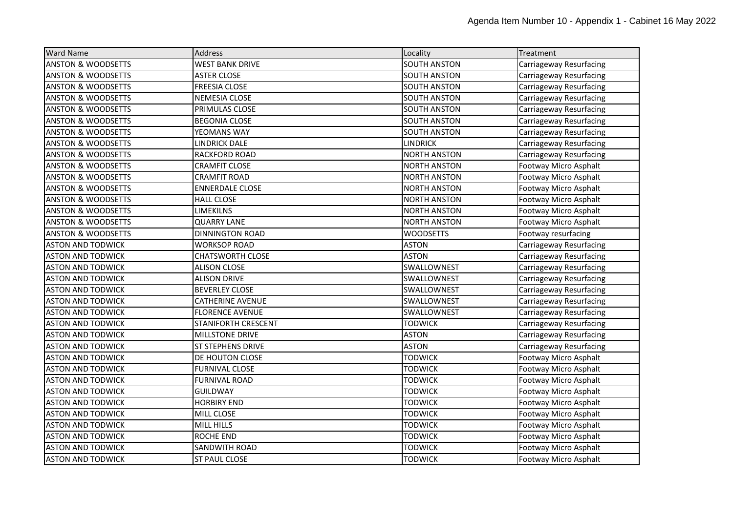Agenda Item Number 10 - Appendix 1 - Cabinet 16 May 2022

| Ward Name | Address | Locality | Treatment |
|---|---|---|---|
| ANSTON & WOODSETTS | WEST BANK DRIVE | SOUTH ANSTON | Carriageway Resurfacing |
| ANSTON & WOODSETTS | ASTER CLOSE | SOUTH ANSTON | Carriageway Resurfacing |
| ANSTON & WOODSETTS | FREESIA CLOSE | SOUTH ANSTON | Carriageway Resurfacing |
| ANSTON & WOODSETTS | NEMESIA CLOSE | SOUTH ANSTON | Carriageway Resurfacing |
| ANSTON & WOODSETTS | PRIMULAS CLOSE | SOUTH ANSTON | Carriageway Resurfacing |
| ANSTON & WOODSETTS | BEGONIA CLOSE | SOUTH ANSTON | Carriageway Resurfacing |
| ANSTON & WOODSETTS | YEOMANS WAY | SOUTH ANSTON | Carriageway Resurfacing |
| ANSTON & WOODSETTS | LINDRICK DALE | LINDRICK | Carriageway Resurfacing |
| ANSTON & WOODSETTS | RACKFORD ROAD | NORTH ANSTON | Carriageway Resurfacing |
| ANSTON & WOODSETTS | CRAMFIT CLOSE | NORTH ANSTON | Footway Micro Asphalt |
| ANSTON & WOODSETTS | CRAMFIT ROAD | NORTH ANSTON | Footway Micro Asphalt |
| ANSTON & WOODSETTS | ENNERDALE CLOSE | NORTH ANSTON | Footway Micro Asphalt |
| ANSTON & WOODSETTS | HALL CLOSE | NORTH ANSTON | Footway Micro Asphalt |
| ANSTON & WOODSETTS | LIMEKILNS | NORTH ANSTON | Footway Micro Asphalt |
| ANSTON & WOODSETTS | QUARRY LANE | NORTH ANSTON | Footway Micro Asphalt |
| ANSTON & WOODSETTS | DINNINGTON ROAD | WOODSETTS | Footway resurfacing |
| ASTON AND TODWICK | WORKSOP ROAD | ASTON | Carriageway Resurfacing |
| ASTON AND TODWICK | CHATSWORTH CLOSE | ASTON | Carriageway Resurfacing |
| ASTON AND TODWICK | ALISON CLOSE | SWALLOWNEST | Carriageway Resurfacing |
| ASTON AND TODWICK | ALISON DRIVE | SWALLOWNEST | Carriageway Resurfacing |
| ASTON AND TODWICK | BEVERLEY CLOSE | SWALLOWNEST | Carriageway Resurfacing |
| ASTON AND TODWICK | CATHERINE AVENUE | SWALLOWNEST | Carriageway Resurfacing |
| ASTON AND TODWICK | FLORENCE AVENUE | SWALLOWNEST | Carriageway Resurfacing |
| ASTON AND TODWICK | STANIFORTH CRESCENT | TODWICK | Carriageway Resurfacing |
| ASTON AND TODWICK | MILLSTONE DRIVE | ASTON | Carriageway Resurfacing |
| ASTON AND TODWICK | ST STEPHENS DRIVE | ASTON | Carriageway Resurfacing |
| ASTON AND TODWICK | DE HOUTON CLOSE | TODWICK | Footway Micro Asphalt |
| ASTON AND TODWICK | FURNIVAL CLOSE | TODWICK | Footway Micro Asphalt |
| ASTON AND TODWICK | FURNIVAL ROAD | TODWICK | Footway Micro Asphalt |
| ASTON AND TODWICK | GUILDWAY | TODWICK | Footway Micro Asphalt |
| ASTON AND TODWICK | HORBIRY END | TODWICK | Footway Micro Asphalt |
| ASTON AND TODWICK | MILL CLOSE | TODWICK | Footway Micro Asphalt |
| ASTON AND TODWICK | MILL HILLS | TODWICK | Footway Micro Asphalt |
| ASTON AND TODWICK | ROCHE END | TODWICK | Footway Micro Asphalt |
| ASTON AND TODWICK | SANDWITH ROAD | TODWICK | Footway Micro Asphalt |
| ASTON AND TODWICK | ST PAUL CLOSE | TODWICK | Footway Micro Asphalt |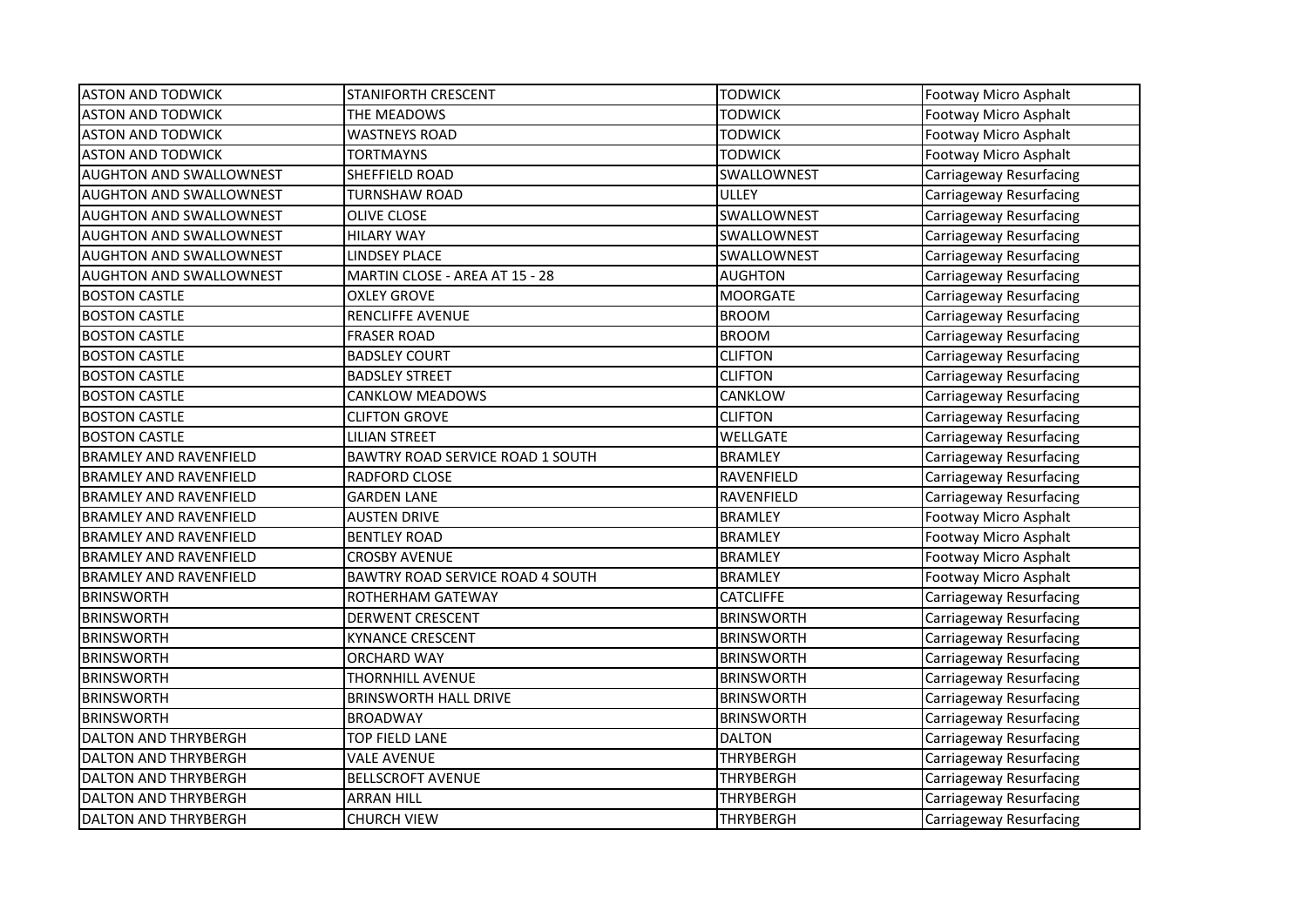| ASTON AND TODWICK | STANIFORTH CRESCENT | TODWICK | Footway Micro Asphalt |
|---|---|---|---|
| ASTON AND TODWICK | THE MEADOWS | TODWICK | Footway Micro Asphalt |
| ASTON AND TODWICK | WASTNEYS ROAD | TODWICK | Footway Micro Asphalt |
| ASTON AND TODWICK | TORTMAYNS | TODWICK | Footway Micro Asphalt |
| AUGHTON AND SWALLOWNEST | SHEFFIELD ROAD | SWALLOWNEST | Carriageway Resurfacing |
| AUGHTON AND SWALLOWNEST | TURNSHAW ROAD | ULLEY | Carriageway Resurfacing |
| AUGHTON AND SWALLOWNEST | OLIVE CLOSE | SWALLOWNEST | Carriageway Resurfacing |
| AUGHTON AND SWALLOWNEST | HILARY WAY | SWALLOWNEST | Carriageway Resurfacing |
| AUGHTON AND SWALLOWNEST | LINDSEY PLACE | SWALLOWNEST | Carriageway Resurfacing |
| AUGHTON AND SWALLOWNEST | MARTIN CLOSE - AREA AT 15 - 28 | AUGHTON | Carriageway Resurfacing |
| BOSTON CASTLE | OXLEY GROVE | MOORGATE | Carriageway Resurfacing |
| BOSTON CASTLE | RENCLIFFE AVENUE | BROOM | Carriageway Resurfacing |
| BOSTON CASTLE | FRASER ROAD | BROOM | Carriageway Resurfacing |
| BOSTON CASTLE | BADSLEY COURT | CLIFTON | Carriageway Resurfacing |
| BOSTON CASTLE | BADSLEY STREET | CLIFTON | Carriageway Resurfacing |
| BOSTON CASTLE | CANKLOW MEADOWS | CANKLOW | Carriageway Resurfacing |
| BOSTON CASTLE | CLIFTON GROVE | CLIFTON | Carriageway Resurfacing |
| BOSTON CASTLE | LILIAN STREET | WELLGATE | Carriageway Resurfacing |
| BRAMLEY AND RAVENFIELD | BAWTRY ROAD SERVICE ROAD 1 SOUTH | BRAMLEY | Carriageway Resurfacing |
| BRAMLEY AND RAVENFIELD | RADFORD CLOSE | RAVENFIELD | Carriageway Resurfacing |
| BRAMLEY AND RAVENFIELD | GARDEN LANE | RAVENFIELD | Carriageway Resurfacing |
| BRAMLEY AND RAVENFIELD | AUSTEN DRIVE | BRAMLEY | Footway Micro Asphalt |
| BRAMLEY AND RAVENFIELD | BENTLEY ROAD | BRAMLEY | Footway Micro Asphalt |
| BRAMLEY AND RAVENFIELD | CROSBY AVENUE | BRAMLEY | Footway Micro Asphalt |
| BRAMLEY AND RAVENFIELD | BAWTRY ROAD SERVICE ROAD 4 SOUTH | BRAMLEY | Footway Micro Asphalt |
| BRINSWORTH | ROTHERHAM GATEWAY | CATCLIFFE | Carriageway Resurfacing |
| BRINSWORTH | DERWENT CRESCENT | BRINSWORTH | Carriageway Resurfacing |
| BRINSWORTH | KYNANCE CRESCENT | BRINSWORTH | Carriageway Resurfacing |
| BRINSWORTH | ORCHARD WAY | BRINSWORTH | Carriageway Resurfacing |
| BRINSWORTH | THORNHILL AVENUE | BRINSWORTH | Carriageway Resurfacing |
| BRINSWORTH | BRINSWORTH HALL DRIVE | BRINSWORTH | Carriageway Resurfacing |
| BRINSWORTH | BROADWAY | BRINSWORTH | Carriageway Resurfacing |
| DALTON AND THRYBERGH | TOP FIELD LANE | DALTON | Carriageway Resurfacing |
| DALTON AND THRYBERGH | VALE AVENUE | THRYBERGH | Carriageway Resurfacing |
| DALTON AND THRYBERGH | BELLSCROFT AVENUE | THRYBERGH | Carriageway Resurfacing |
| DALTON AND THRYBERGH | ARRAN HILL | THRYBERGH | Carriageway Resurfacing |
| DALTON AND THRYBERGH | CHURCH VIEW | THRYBERGH | Carriageway Resurfacing |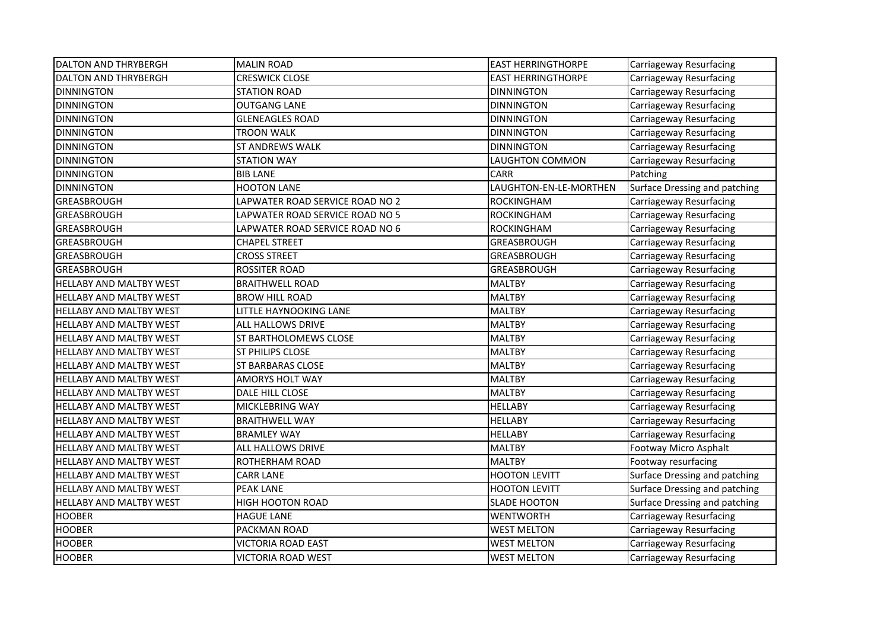| | | | |
|---|---|---|---|
| DALTON AND THRYBERGH | MALIN ROAD | EAST HERRINGTHORPE | Carriageway Resurfacing |
| DALTON AND THRYBERGH | CRESWICK CLOSE | EAST HERRINGTHORPE | Carriageway Resurfacing |
| DINNINGTON | STATION ROAD | DINNINGTON | Carriageway Resurfacing |
| DINNINGTON | OUTGANG LANE | DINNINGTON | Carriageway Resurfacing |
| DINNINGTON | GLENEAGLES ROAD | DINNINGTON | Carriageway Resurfacing |
| DINNINGTON | TROON WALK | DINNINGTON | Carriageway Resurfacing |
| DINNINGTON | ST ANDREWS WALK | DINNINGTON | Carriageway Resurfacing |
| DINNINGTON | STATION WAY | LAUGHTON COMMON | Carriageway Resurfacing |
| DINNINGTON | BIB LANE | CARR | Patching |
| DINNINGTON | HOOTON LANE | LAUGHTON-EN-LE-MORTHEN | Surface Dressing and patching |
| GREASBROUGH | LAPWATER ROAD SERVICE ROAD NO 2 | ROCKINGHAM | Carriageway Resurfacing |
| GREASBROUGH | LAPWATER ROAD SERVICE ROAD NO 5 | ROCKINGHAM | Carriageway Resurfacing |
| GREASBROUGH | LAPWATER ROAD SERVICE ROAD NO 6 | ROCKINGHAM | Carriageway Resurfacing |
| GREASBROUGH | CHAPEL STREET | GREASBROUGH | Carriageway Resurfacing |
| GREASBROUGH | CROSS STREET | GREASBROUGH | Carriageway Resurfacing |
| GREASBROUGH | ROSSITER ROAD | GREASBROUGH | Carriageway Resurfacing |
| HELLABY AND MALTBY WEST | BRAITHWELL ROAD | MALTBY | Carriageway Resurfacing |
| HELLABY AND MALTBY WEST | BROW HILL ROAD | MALTBY | Carriageway Resurfacing |
| HELLABY AND MALTBY WEST | LITTLE HAYNOOKING LANE | MALTBY | Carriageway Resurfacing |
| HELLABY AND MALTBY WEST | ALL HALLOWS DRIVE | MALTBY | Carriageway Resurfacing |
| HELLABY AND MALTBY WEST | ST BARTHOLOMEWS CLOSE | MALTBY | Carriageway Resurfacing |
| HELLABY AND MALTBY WEST | ST PHILIPS CLOSE | MALTBY | Carriageway Resurfacing |
| HELLABY AND MALTBY WEST | ST BARBARAS CLOSE | MALTBY | Carriageway Resurfacing |
| HELLABY AND MALTBY WEST | AMORYS HOLT WAY | MALTBY | Carriageway Resurfacing |
| HELLABY AND MALTBY WEST | DALE HILL CLOSE | MALTBY | Carriageway Resurfacing |
| HELLABY AND MALTBY WEST | MICKLEBRING WAY | HELLABY | Carriageway Resurfacing |
| HELLABY AND MALTBY WEST | BRAITHWELL WAY | HELLABY | Carriageway Resurfacing |
| HELLABY AND MALTBY WEST | BRAMLEY WAY | HELLABY | Carriageway Resurfacing |
| HELLABY AND MALTBY WEST | ALL HALLOWS DRIVE | MALTBY | Footway Micro Asphalt |
| HELLABY AND MALTBY WEST | ROTHERHAM ROAD | MALTBY | Footway resurfacing |
| HELLABY AND MALTBY WEST | CARR LANE | HOOTON LEVITT | Surface Dressing and patching |
| HELLABY AND MALTBY WEST | PEAK LANE | HOOTON LEVITT | Surface Dressing and patching |
| HELLABY AND MALTBY WEST | HIGH HOOTON ROAD | SLADE HOOTON | Surface Dressing and patching |
| HOOBER | HAGUE LANE | WENTWORTH | Carriageway Resurfacing |
| HOOBER | PACKMAN ROAD | WEST MELTON | Carriageway Resurfacing |
| HOOBER | VICTORIA ROAD EAST | WEST MELTON | Carriageway Resurfacing |
| HOOBER | VICTORIA ROAD WEST | WEST MELTON | Carriageway Resurfacing |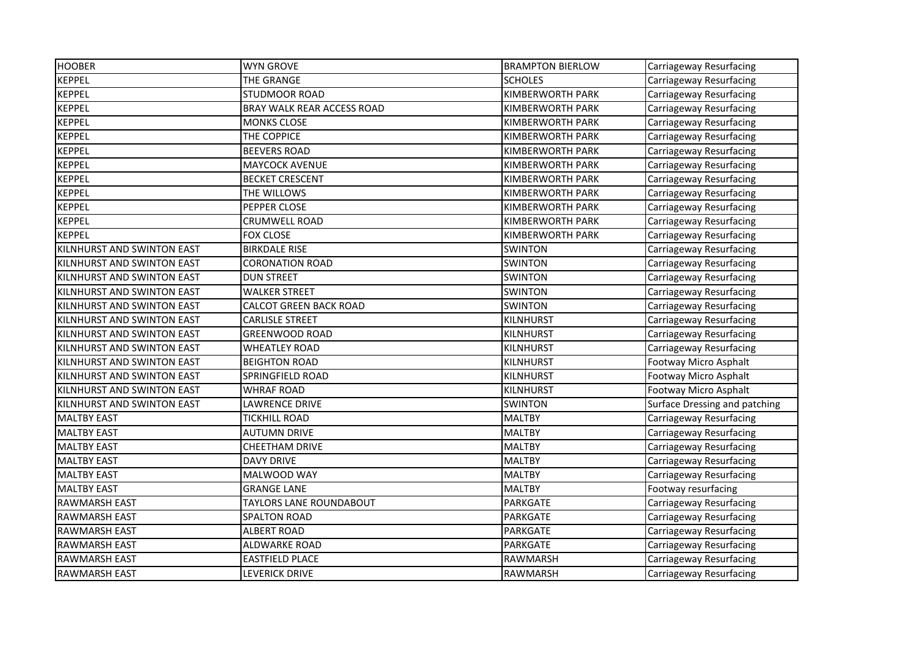| | | | |
|---|---|---|---|
| HOOBER | WYN GROVE | BRAMPTON BIERLOW | Carriageway Resurfacing |
| KEPPEL | THE GRANGE | SCHOLES | Carriageway Resurfacing |
| KEPPEL | STUDMOOR ROAD | KIMBERWORTH PARK | Carriageway Resurfacing |
| KEPPEL | BRAY WALK REAR ACCESS ROAD | KIMBERWORTH PARK | Carriageway Resurfacing |
| KEPPEL | MONKS CLOSE | KIMBERWORTH PARK | Carriageway Resurfacing |
| KEPPEL | THE COPPICE | KIMBERWORTH PARK | Carriageway Resurfacing |
| KEPPEL | BEEVERS ROAD | KIMBERWORTH PARK | Carriageway Resurfacing |
| KEPPEL | MAYCOCK AVENUE | KIMBERWORTH PARK | Carriageway Resurfacing |
| KEPPEL | BECKET CRESCENT | KIMBERWORTH PARK | Carriageway Resurfacing |
| KEPPEL | THE WILLOWS | KIMBERWORTH PARK | Carriageway Resurfacing |
| KEPPEL | PEPPER CLOSE | KIMBERWORTH PARK | Carriageway Resurfacing |
| KEPPEL | CRUMWELL ROAD | KIMBERWORTH PARK | Carriageway Resurfacing |
| KEPPEL | FOX CLOSE | KIMBERWORTH PARK | Carriageway Resurfacing |
| KILNHURST AND SWINTON EAST | BIRKDALE RISE | SWINTON | Carriageway Resurfacing |
| KILNHURST AND SWINTON EAST | CORONATION ROAD | SWINTON | Carriageway Resurfacing |
| KILNHURST AND SWINTON EAST | DUN STREET | SWINTON | Carriageway Resurfacing |
| KILNHURST AND SWINTON EAST | WALKER STREET | SWINTON | Carriageway Resurfacing |
| KILNHURST AND SWINTON EAST | CALCOT GREEN BACK ROAD | SWINTON | Carriageway Resurfacing |
| KILNHURST AND SWINTON EAST | CARLISLE STREET | KILNHURST | Carriageway Resurfacing |
| KILNHURST AND SWINTON EAST | GREENWOOD ROAD | KILNHURST | Carriageway Resurfacing |
| KILNHURST AND SWINTON EAST | WHEATLEY ROAD | KILNHURST | Carriageway Resurfacing |
| KILNHURST AND SWINTON EAST | BEIGHTON ROAD | KILNHURST | Footway Micro Asphalt |
| KILNHURST AND SWINTON EAST | SPRINGFIELD ROAD | KILNHURST | Footway Micro Asphalt |
| KILNHURST AND SWINTON EAST | WHRAF ROAD | KILNHURST | Footway Micro Asphalt |
| KILNHURST AND SWINTON EAST | LAWRENCE DRIVE | SWINTON | Surface Dressing and patching |
| MALTBY EAST | TICKHILL ROAD | MALTBY | Carriageway Resurfacing |
| MALTBY EAST | AUTUMN DRIVE | MALTBY | Carriageway Resurfacing |
| MALTBY EAST | CHEETHAM DRIVE | MALTBY | Carriageway Resurfacing |
| MALTBY EAST | DAVY DRIVE | MALTBY | Carriageway Resurfacing |
| MALTBY EAST | MALWOOD WAY | MALTBY | Carriageway Resurfacing |
| MALTBY EAST | GRANGE LANE | MALTBY | Footway resurfacing |
| RAWMARSH EAST | TAYLORS LANE ROUNDABOUT | PARKGATE | Carriageway Resurfacing |
| RAWMARSH EAST | SPALTON ROAD | PARKGATE | Carriageway Resurfacing |
| RAWMARSH EAST | ALBERT ROAD | PARKGATE | Carriageway Resurfacing |
| RAWMARSH EAST | ALDWARKE ROAD | PARKGATE | Carriageway Resurfacing |
| RAWMARSH EAST | EASTFIELD PLACE | RAWMARSH | Carriageway Resurfacing |
| RAWMARSH EAST | LEVERICK DRIVE | RAWMARSH | Carriageway Resurfacing |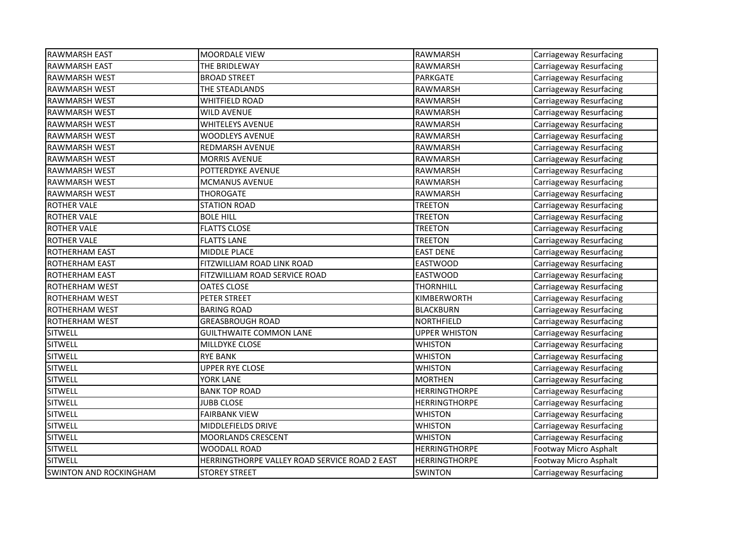| RAWMARSH EAST | MOORDALE VIEW | RAWMARSH | Carriageway Resurfacing |
|---|---|---|---|
| RAWMARSH EAST | THE BRIDLEWAY | RAWMARSH | Carriageway Resurfacing |
| RAWMARSH WEST | BROAD STREET | PARKGATE | Carriageway Resurfacing |
| RAWMARSH WEST | THE STEADLANDS | RAWMARSH | Carriageway Resurfacing |
| RAWMARSH WEST | WHITFIELD ROAD | RAWMARSH | Carriageway Resurfacing |
| RAWMARSH WEST | WILD AVENUE | RAWMARSH | Carriageway Resurfacing |
| RAWMARSH WEST | WHITELEYS AVENUE | RAWMARSH | Carriageway Resurfacing |
| RAWMARSH WEST | WOODLEYS AVENUE | RAWMARSH | Carriageway Resurfacing |
| RAWMARSH WEST | REDMARSH AVENUE | RAWMARSH | Carriageway Resurfacing |
| RAWMARSH WEST | MORRIS AVENUE | RAWMARSH | Carriageway Resurfacing |
| RAWMARSH WEST | POTTERDYKE AVENUE | RAWMARSH | Carriageway Resurfacing |
| RAWMARSH WEST | MCMANUS AVENUE | RAWMARSH | Carriageway Resurfacing |
| RAWMARSH WEST | THOROGATE | RAWMARSH | Carriageway Resurfacing |
| ROTHER VALE | STATION ROAD | TREETON | Carriageway Resurfacing |
| ROTHER VALE | BOLE HILL | TREETON | Carriageway Resurfacing |
| ROTHER VALE | FLATTS CLOSE | TREETON | Carriageway Resurfacing |
| ROTHER VALE | FLATTS LANE | TREETON | Carriageway Resurfacing |
| ROTHERHAM EAST | MIDDLE PLACE | EAST DENE | Carriageway Resurfacing |
| ROTHERHAM EAST | FITZWILLIAM ROAD LINK ROAD | EASTWOOD | Carriageway Resurfacing |
| ROTHERHAM EAST | FITZWILLIAM ROAD SERVICE ROAD | EASTWOOD | Carriageway Resurfacing |
| ROTHERHAM WEST | OATES CLOSE | THORNHILL | Carriageway Resurfacing |
| ROTHERHAM WEST | PETER STREET | KIMBERWORTH | Carriageway Resurfacing |
| ROTHERHAM WEST | BARING ROAD | BLACKBURN | Carriageway Resurfacing |
| ROTHERHAM WEST | GREASBROUGH ROAD | NORTHFIELD | Carriageway Resurfacing |
| SITWELL | GUILTHWAITE COMMON LANE | UPPER WHISTON | Carriageway Resurfacing |
| SITWELL | MILLDYKE CLOSE | WHISTON | Carriageway Resurfacing |
| SITWELL | RYE BANK | WHISTON | Carriageway Resurfacing |
| SITWELL | UPPER RYE CLOSE | WHISTON | Carriageway Resurfacing |
| SITWELL | YORK LANE | MORTHEN | Carriageway Resurfacing |
| SITWELL | BANK TOP ROAD | HERRINGTHORPE | Carriageway Resurfacing |
| SITWELL | JUBB CLOSE | HERRINGTHORPE | Carriageway Resurfacing |
| SITWELL | FAIRBANK VIEW | WHISTON | Carriageway Resurfacing |
| SITWELL | MIDDLEFIELDS DRIVE | WHISTON | Carriageway Resurfacing |
| SITWELL | MOORLANDS CRESCENT | WHISTON | Carriageway Resurfacing |
| SITWELL | WOODALL ROAD | HERRINGTHORPE | Footway Micro Asphalt |
| SITWELL | HERRINGTHORPE VALLEY ROAD SERVICE ROAD 2 EAST | HERRINGTHORPE | Footway Micro Asphalt |
| SWINTON AND ROCKINGHAM | STOREY STREET | SWINTON | Carriageway Resurfacing |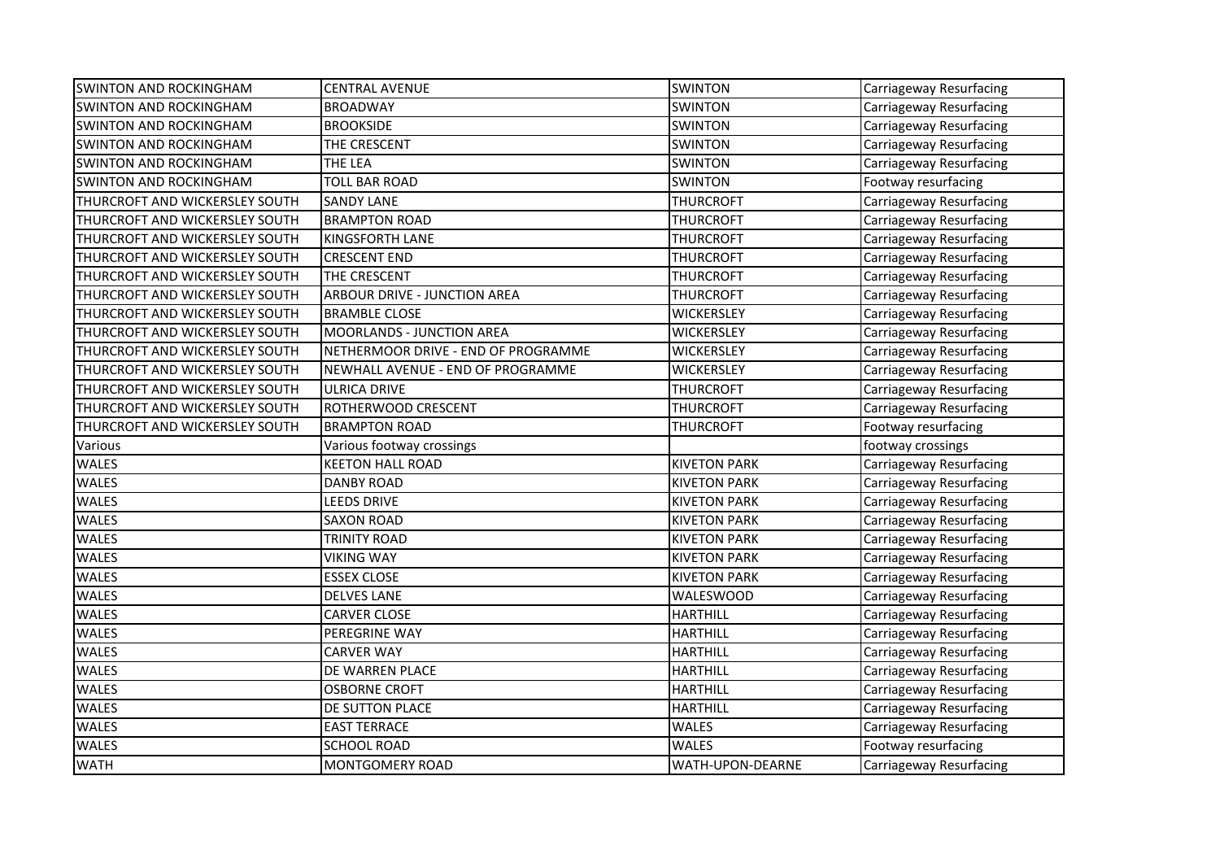| SWINTON AND ROCKINGHAM | CENTRAL AVENUE | SWINTON | Carriageway Resurfacing |
|---|---|---|---|
| SWINTON AND ROCKINGHAM | BROADWAY | SWINTON | Carriageway Resurfacing |
| SWINTON AND ROCKINGHAM | BROOKSIDE | SWINTON | Carriageway Resurfacing |
| SWINTON AND ROCKINGHAM | THE CRESCENT | SWINTON | Carriageway Resurfacing |
| SWINTON AND ROCKINGHAM | THE LEA | SWINTON | Carriageway Resurfacing |
| SWINTON AND ROCKINGHAM | TOLL BAR ROAD | SWINTON | Footway resurfacing |
| THURCROFT AND WICKERSLEY SOUTH | SANDY LANE | THURCROFT | Carriageway Resurfacing |
| THURCROFT AND WICKERSLEY SOUTH | BRAMPTON ROAD | THURCROFT | Carriageway Resurfacing |
| THURCROFT AND WICKERSLEY SOUTH | KINGSFORTH LANE | THURCROFT | Carriageway Resurfacing |
| THURCROFT AND WICKERSLEY SOUTH | CRESCENT END | THURCROFT | Carriageway Resurfacing |
| THURCROFT AND WICKERSLEY SOUTH | THE CRESCENT | THURCROFT | Carriageway Resurfacing |
| THURCROFT AND WICKERSLEY SOUTH | ARBOUR DRIVE - JUNCTION AREA | THURCROFT | Carriageway Resurfacing |
| THURCROFT AND WICKERSLEY SOUTH | BRAMBLE CLOSE | WICKERSLEY | Carriageway Resurfacing |
| THURCROFT AND WICKERSLEY SOUTH | MOORLANDS - JUNCTION AREA | WICKERSLEY | Carriageway Resurfacing |
| THURCROFT AND WICKERSLEY SOUTH | NETHERMOOR DRIVE - END OF PROGRAMME | WICKERSLEY | Carriageway Resurfacing |
| THURCROFT AND WICKERSLEY SOUTH | NEWHALL AVENUE - END OF PROGRAMME | WICKERSLEY | Carriageway Resurfacing |
| THURCROFT AND WICKERSLEY SOUTH | ULRICA DRIVE | THURCROFT | Carriageway Resurfacing |
| THURCROFT AND WICKERSLEY SOUTH | ROTHERWOOD CRESCENT | THURCROFT | Carriageway Resurfacing |
| THURCROFT AND WICKERSLEY SOUTH | BRAMPTON ROAD | THURCROFT | Footway resurfacing |
| Various | Various footway crossings | | footway crossings |
| WALES | KEETON HALL ROAD | KIVETON PARK | Carriageway Resurfacing |
| WALES | DANBY ROAD | KIVETON PARK | Carriageway Resurfacing |
| WALES | LEEDS DRIVE | KIVETON PARK | Carriageway Resurfacing |
| WALES | SAXON ROAD | KIVETON PARK | Carriageway Resurfacing |
| WALES | TRINITY ROAD | KIVETON PARK | Carriageway Resurfacing |
| WALES | VIKING WAY | KIVETON PARK | Carriageway Resurfacing |
| WALES | ESSEX CLOSE | KIVETON PARK | Carriageway Resurfacing |
| WALES | DELVES LANE | WALESWOOD | Carriageway Resurfacing |
| WALES | CARVER CLOSE | HARTHILL | Carriageway Resurfacing |
| WALES | PEREGRINE WAY | HARTHILL | Carriageway Resurfacing |
| WALES | CARVER WAY | HARTHILL | Carriageway Resurfacing |
| WALES | DE WARREN PLACE | HARTHILL | Carriageway Resurfacing |
| WALES | OSBORNE CROFT | HARTHILL | Carriageway Resurfacing |
| WALES | DE SUTTON PLACE | HARTHILL | Carriageway Resurfacing |
| WALES | EAST TERRACE | WALES | Carriageway Resurfacing |
| WALES | SCHOOL ROAD | WALES | Footway resurfacing |
| WATH | MONTGOMERY ROAD | WATH-UPON-DEARNE | Carriageway Resurfacing |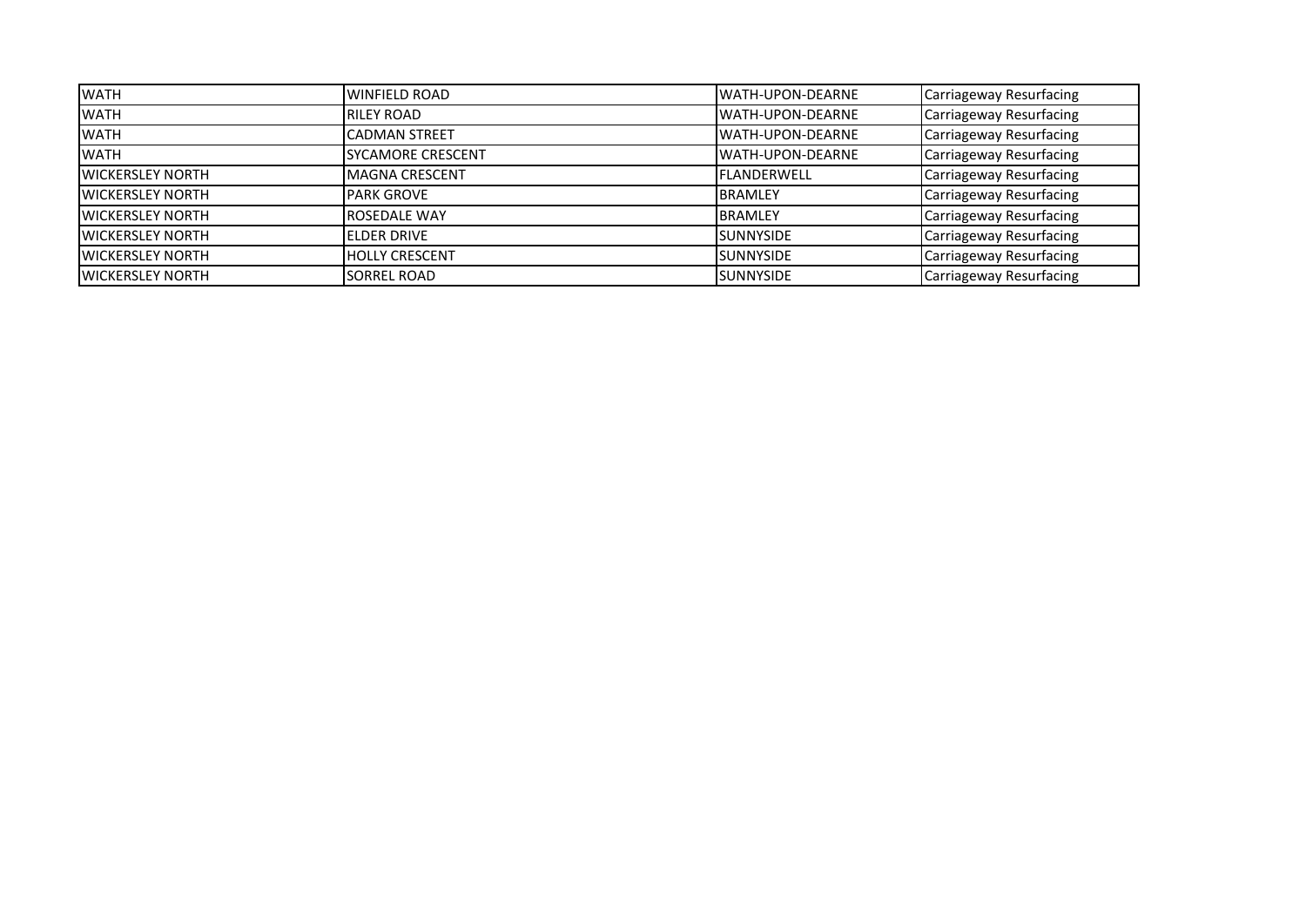| | | | |
|---|---|---|---|
| WATH | WINFIELD ROAD | WATH-UPON-DEARNE | Carriageway Resurfacing |
| WATH | RILEY ROAD | WATH-UPON-DEARNE | Carriageway Resurfacing |
| WATH | CADMAN STREET | WATH-UPON-DEARNE | Carriageway Resurfacing |
| WATH | SYCAMORE CRESCENT | WATH-UPON-DEARNE | Carriageway Resurfacing |
| WICKERSLEY NORTH | MAGNA CRESCENT | FLANDERWELL | Carriageway Resurfacing |
| WICKERSLEY NORTH | PARK GROVE | BRAMLEY | Carriageway Resurfacing |
| WICKERSLEY NORTH | ROSEDALE WAY | BRAMLEY | Carriageway Resurfacing |
| WICKERSLEY NORTH | ELDER DRIVE | SUNNYSIDE | Carriageway Resurfacing |
| WICKERSLEY NORTH | HOLLY CRESCENT | SUNNYSIDE | Carriageway Resurfacing |
| WICKERSLEY NORTH | SORREL ROAD | SUNNYSIDE | Carriageway Resurfacing |